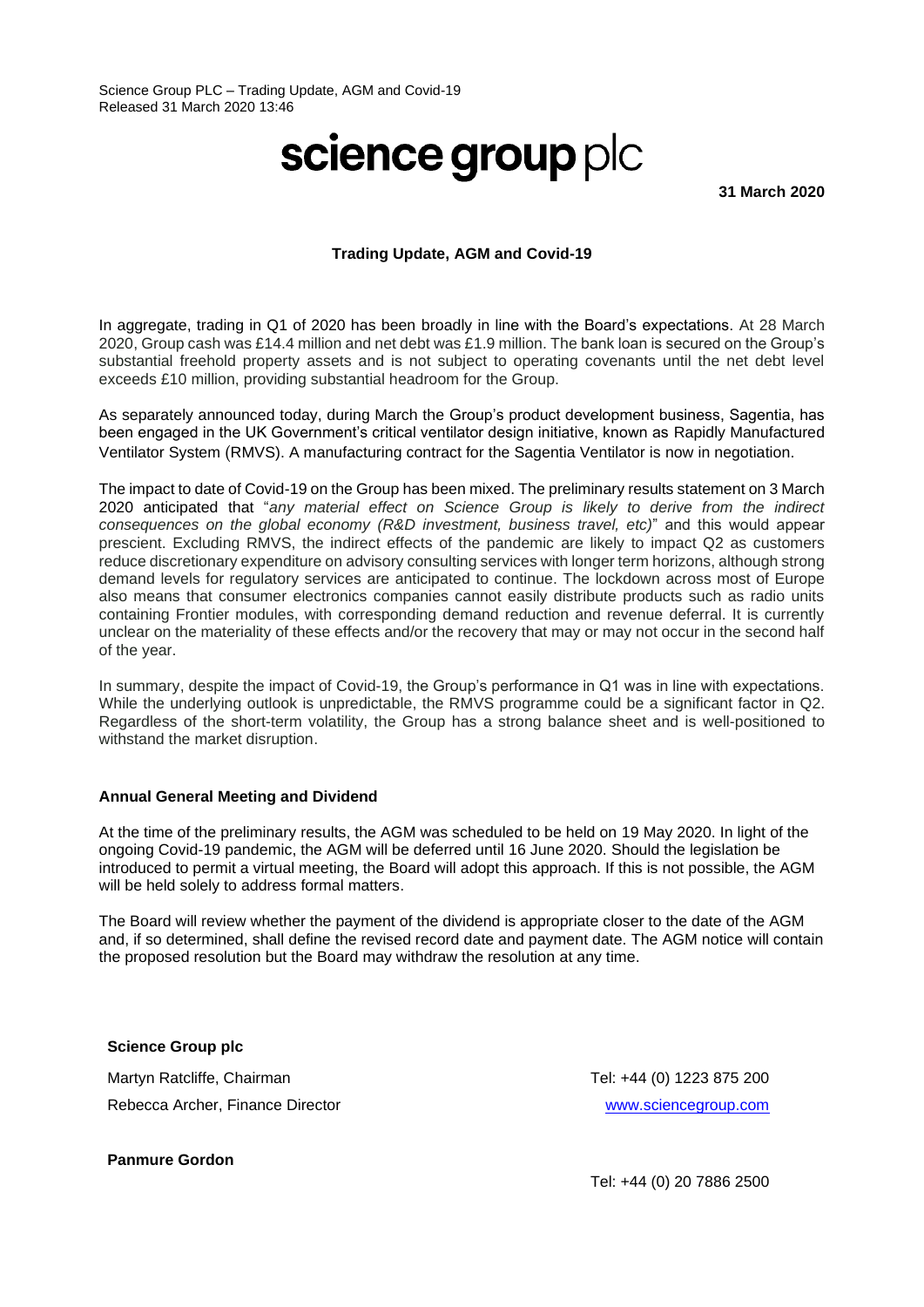Science Group PLC – Trading Update, AGM and Covid-19
Released 31 March 2020 13:46

# science group plc

**31 March 2020**

**Trading Update, AGM and Covid-19**

In aggregate, trading in Q1 of 2020 has been broadly in line with the Board's expectations. At 28 March 2020, Group cash was £14.4 million and net debt was £1.9 million. The bank loan is secured on the Group's substantial freehold property assets and is not subject to operating covenants until the net debt level exceeds £10 million, providing substantial headroom for the Group.

As separately announced today, during March the Group's product development business, Sagentia, has been engaged in the UK Government's critical ventilator design initiative, known as Rapidly Manufactured Ventilator System (RMVS). A manufacturing contract for the Sagentia Ventilator is now in negotiation.

The impact to date of Covid-19 on the Group has been mixed. The preliminary results statement on 3 March 2020 anticipated that "*any material effect on Science Group is likely to derive from the indirect consequences on the global economy (R&D investment, business travel, etc)*" and this would appear prescient. Excluding RMVS, the indirect effects of the pandemic are likely to impact Q2 as customers reduce discretionary expenditure on advisory consulting services with longer term horizons, although strong demand levels for regulatory services are anticipated to continue. The lockdown across most of Europe also means that consumer electronics companies cannot easily distribute products such as radio units containing Frontier modules, with corresponding demand reduction and revenue deferral. It is currently unclear on the materiality of these effects and/or the recovery that may or may not occur in the second half of the year.

In summary, despite the impact of Covid-19, the Group's performance in Q1 was in line with expectations. While the underlying outlook is unpredictable, the RMVS programme could be a significant factor in Q2. Regardless of the short-term volatility, the Group has a strong balance sheet and is well-positioned to withstand the market disruption.

**Annual General Meeting and Dividend**

At the time of the preliminary results, the AGM was scheduled to be held on 19 May 2020. In light of the ongoing Covid-19 pandemic, the AGM will be deferred until 16 June 2020. Should the legislation be introduced to permit a virtual meeting, the Board will adopt this approach. If this is not possible, the AGM will be held solely to address formal matters.

The Board will review whether the payment of the dividend is appropriate closer to the date of the AGM and, if so determined, shall define the revised record date and payment date. The AGM notice will contain the proposed resolution but the Board may withdraw the resolution at any time.

**Science Group plc**

Martyn Ratcliffe, Chairman — Tel: +44 (0) 1223 875 200
Rebecca Archer, Finance Director — www.sciencegroup.com

**Panmure Gordon**

Tel: +44 (0) 20 7886 2500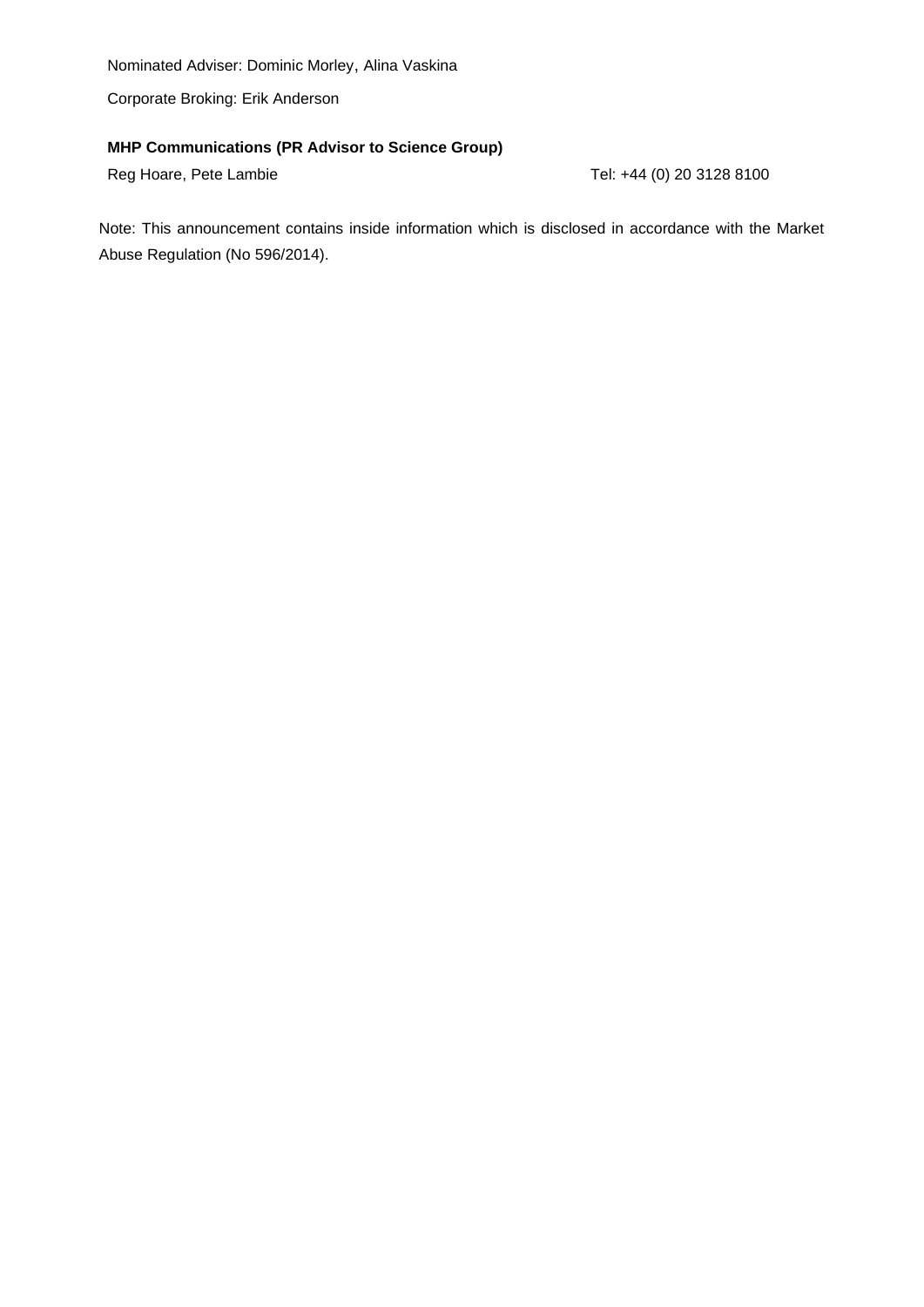Nominated Adviser: Dominic Morley, Alina Vaskina

Corporate Broking: Erik Anderson

**MHP Communications (PR Advisor to Science Group)**

Reg Hoare, Pete Lambie Tel: +44 (0) 20 3128 8100

Note: This announcement contains inside information which is disclosed in accordance with the Market Abuse Regulation (No 596/2014).